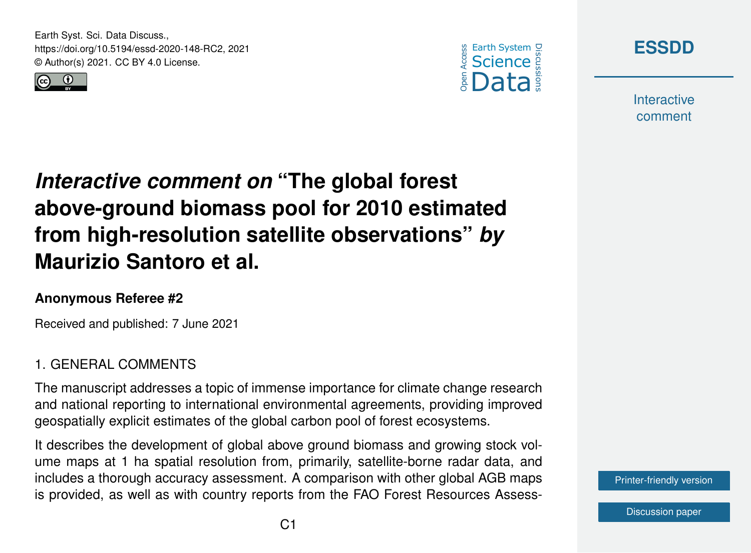# *Interactive comment on* "The global forest above-ground biomass pool for 2010 estimated from high-resolution satellite observations" *by* Maurizio Santoro et al.

**Anonymous Referee #2**

Received and published: 7 June 2021

## 1. GENERAL COMMENTS

The manuscript addresses a topic of immense importance for climate change research and national reporting to international environmental agreements, providing improved geospatially explicit estimates of the global carbon pool of forest ecosystems.

It describes the development of global above ground biomass and growing stock volume maps at 1 ha spatial resolution from, primarily, satellite-borne radar data, and includes a thorough accuracy assessment. A comparison with other global AGB maps is provided, as well as with country reports from the FAO Forest Resources Assess-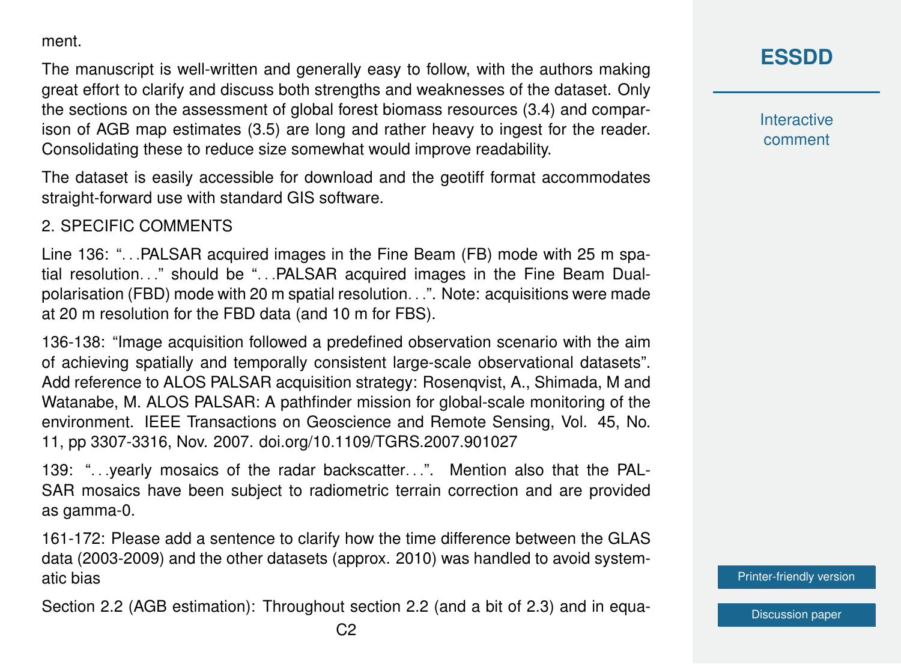ment.

The manuscript is well-written and generally easy to follow, with the authors making great effort to clarify and discuss both strengths and weaknesses of the dataset. Only the sections on the assessment of global forest biomass resources (3.4) and comparison of AGB map estimates (3.5) are long and rather heavy to ingest for the reader. Consolidating these to reduce size somewhat would improve readability.

The dataset is easily accessible for download and the geotiff format accommodates straight-forward use with standard GIS software.

2. SPECIFIC COMMENTS

Line 136: "…PALSAR acquired images in the Fine Beam (FB) mode with 25 m spatial resolution…" should be "…PALSAR acquired images in the Fine Beam Dual-polarisation (FBD) mode with 20 m spatial resolution…". Note: acquisitions were made at 20 m resolution for the FBD data (and 10 m for FBS).

136-138: "Image acquisition followed a predefined observation scenario with the aim of achieving spatially and temporally consistent large-scale observational datasets". Add reference to ALOS PALSAR acquisition strategy: Rosenqvist, A., Shimada, M and Watanabe, M. ALOS PALSAR: A pathfinder mission for global-scale monitoring of the environment. IEEE Transactions on Geoscience and Remote Sensing, Vol. 45, No. 11, pp 3307-3316, Nov. 2007. doi.org/10.1109/TGRS.2007.901027

139: "…yearly mosaics of the radar backscatter…". Mention also that the PALSAR mosaics have been subject to radiometric terrain correction and are provided as gamma-0.

161-172: Please add a sentence to clarify how the time difference between the GLAS data (2003-2009) and the other datasets (approx. 2010) was handled to avoid systematic bias

Section 2.2 (AGB estimation): Throughout section 2.2 (and a bit of 2.3) and in equa-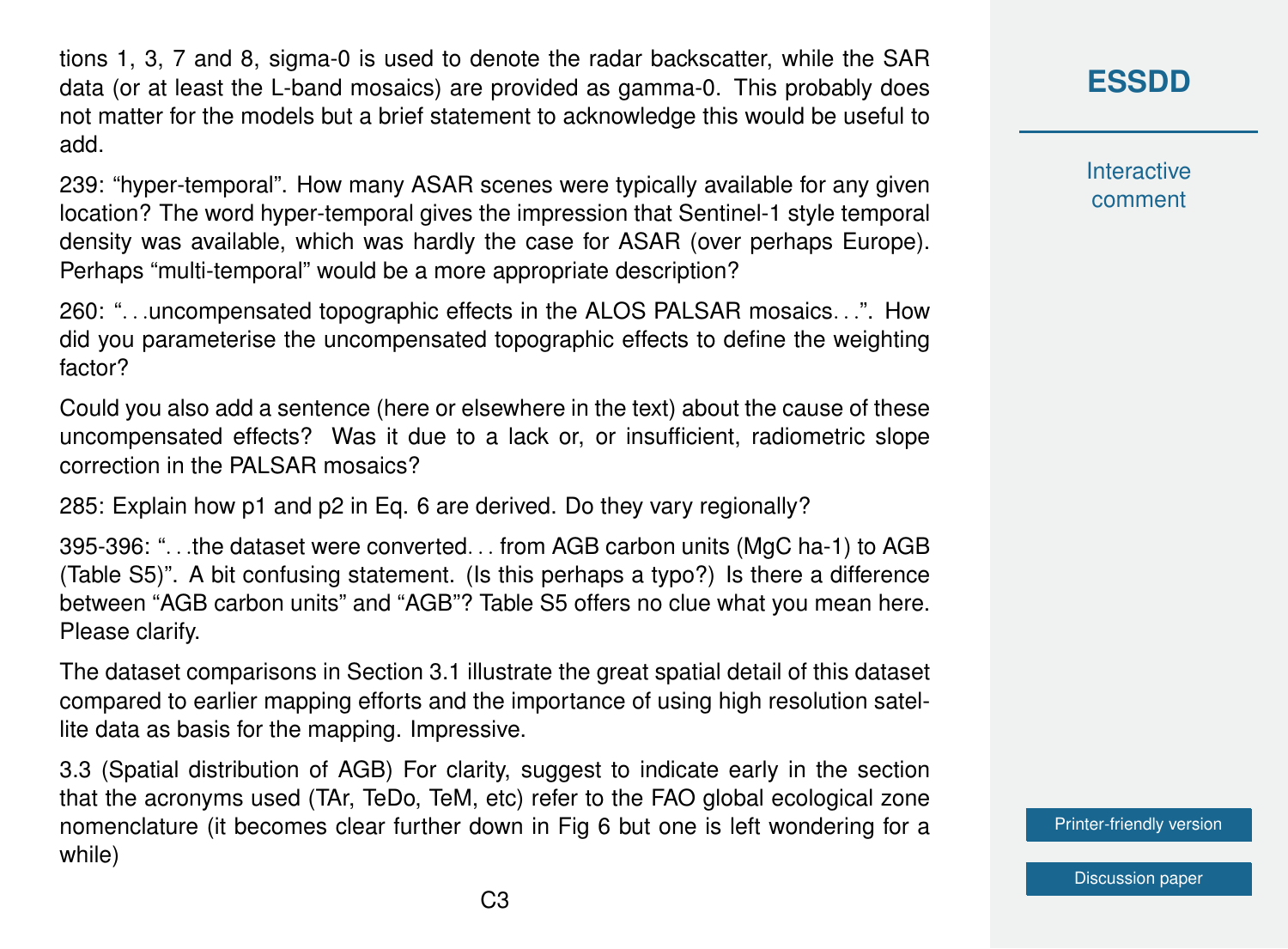tions 1, 3, 7 and 8, sigma-0 is used to denote the radar backscatter, while the SAR data (or at least the L-band mosaics) are provided as gamma-0. This probably does not matter for the models but a brief statement to acknowledge this would be useful to add.

239: "hyper-temporal". How many ASAR scenes were typically available for any given location? The word hyper-temporal gives the impression that Sentinel-1 style temporal density was available, which was hardly the case for ASAR (over perhaps Europe). Perhaps "multi-temporal" would be a more appropriate description?

260: ". . .uncompensated topographic effects in the ALOS PALSAR mosaics. . .". How did you parameterise the uncompensated topographic effects to define the weighting factor?

Could you also add a sentence (here or elsewhere in the text) about the cause of these uncompensated effects? Was it due to a lack or, or insufficient, radiometric slope correction in the PALSAR mosaics?

285: Explain how p1 and p2 in Eq. 6 are derived. Do they vary regionally?

395-396: ". . .the dataset were converted. . . from AGB carbon units (MgC ha-1) to AGB (Table S5)". A bit confusing statement. (Is this perhaps a typo?) Is there a difference between "AGB carbon units" and "AGB"? Table S5 offers no clue what you mean here. Please clarify.

The dataset comparisons in Section 3.1 illustrate the great spatial detail of this dataset compared to earlier mapping efforts and the importance of using high resolution satellite data as basis for the mapping. Impressive.

3.3 (Spatial distribution of AGB) For clarity, suggest to indicate early in the section that the acronyms used (TAr, TeDo, TeM, etc) refer to the FAO global ecological zone nomenclature (it becomes clear further down in Fig 6 but one is left wondering for a while)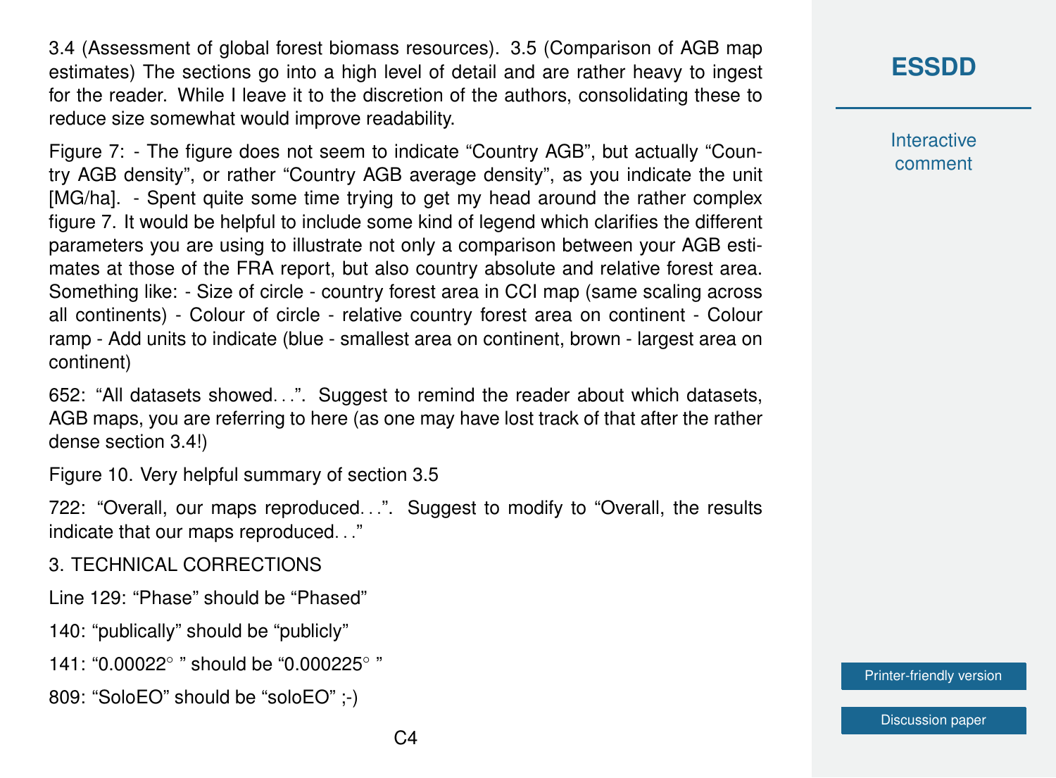3.4 (Assessment of global forest biomass resources). 3.5 (Comparison of AGB map estimates) The sections go into a high level of detail and are rather heavy to ingest for the reader. While I leave it to the discretion of the authors, consolidating these to reduce size somewhat would improve readability.

Figure 7: - The figure does not seem to indicate "Country AGB", but actually "Country AGB density", or rather "Country AGB average density", as you indicate the unit [MG/ha]. - Spent quite some time trying to get my head around the rather complex figure 7. It would be helpful to include some kind of legend which clarifies the different parameters you are using to illustrate not only a comparison between your AGB estimates at those of the FRA report, but also country absolute and relative forest area. Something like: - Size of circle - country forest area in CCI map (same scaling across all continents) - Colour of circle - relative country forest area on continent - Colour ramp - Add units to indicate (blue - smallest area on continent, brown - largest area on continent)

652: "All datasets showed…". Suggest to remind the reader about which datasets, AGB maps, you are referring to here (as one may have lost track of that after the rather dense section 3.4!)

Figure 10. Very helpful summary of section 3.5

722: "Overall, our maps reproduced…". Suggest to modify to "Overall, the results indicate that our maps reproduced…"

3. TECHNICAL CORRECTIONS

Line 129: "Phase" should be "Phased"

140: "publically" should be "publicly"

141: "0.00022° " should be "0.000225° "

809: "SoloEO" should be "soloEO" ;-)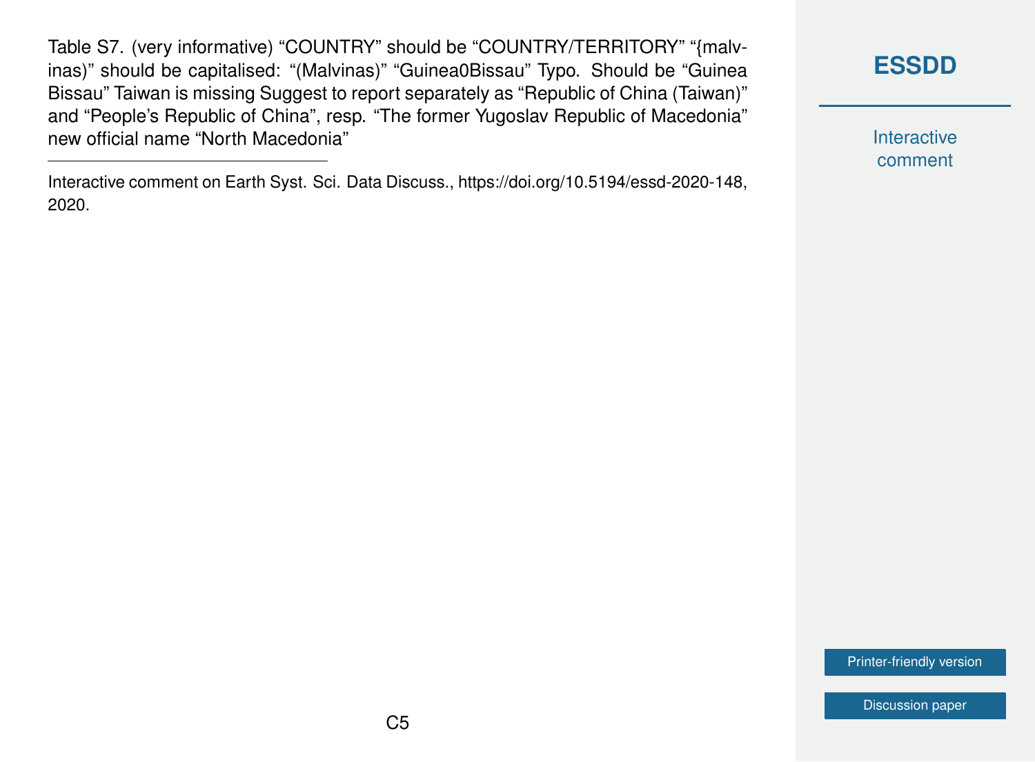Table S7. (very informative) “COUNTRY” should be “COUNTRY/TERRITORY” “{malvinas)” should be capitalised: “(Malvinas)” “Guinea0Bissau” Typo. Should be “Guinea Bissau” Taiwan is missing Suggest to report separately as “Republic of China (Taiwan)” and “People’s Republic of China”, resp. “The former Yugoslav Republic of Macedonia” new official name “North Macedonia”

---

Interactive comment on Earth Syst. Sci. Data Discuss., https://doi.org/10.5194/essd-2020-148, 2020.